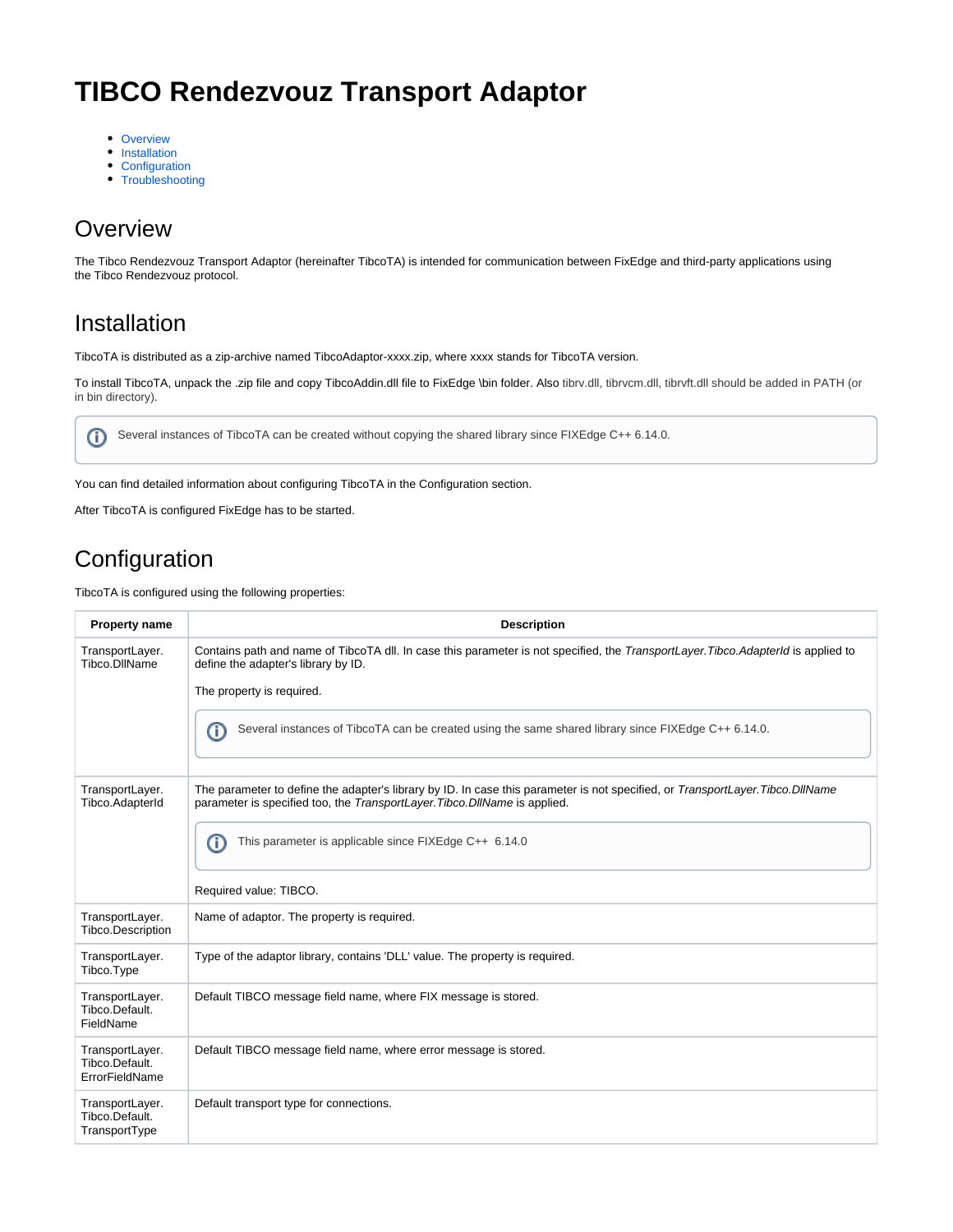# TIBCO Rendezvouz Transport Adaptor

- Overview
- Installation
- Configuration
- Troubleshooting

## Overview

The Tibco Rendezvouz Transport Adaptor (hereinafter TibcoTA) is intended for communication between FixEdge and third-party applications using the Tibco Rendezvouz protocol.

## Installation

TibcoTA is distributed as a zip-archive named TibcoAdaptor-xxxx.zip, where xxxx stands for TibcoTA version.

To install TibcoTA, unpack the .zip file and copy TibcoAddin.dll file to FixEdge \bin folder. Also tibrv.dll, tibrvcm.dll, tibrvft.dll should be added in PATH (or in bin directory).

> Several instances of TibcoTA can be created without copying the shared library since FIXEdge C++ 6.14.0.

You can find detailed information about configuring TibcoTA in the Configuration section.

After TibcoTA is configured FixEdge has to be started.

## Configuration

TibcoTA is configured using the following properties:

| Property name | Description |
|---|---|
| TransportLayer.Tibco.DllName | Contains path and name of TibcoTA dll. In case this parameter is not specified, the *TransportLayer.Tibco.AdapterId* is applied to define the adapter's library by ID.<br><br>The property is required.<br><br>Several instances of TibcoTA can be created using the same shared library since FIXEdge C++ 6.14.0. |
| TransportLayer.Tibco.AdapterId | The parameter to define the adapter's library by ID. In case this parameter is not specified, or *TransportLayer.Tibco.DllName* parameter is specified too, the *TransportLayer.Tibco.DllName* is applied.<br><br>This parameter is applicable since FIXEdge C++ 6.14.0<br><br>Required value: TIBCO. |
| TransportLayer.Tibco.Description | Name of adaptor. The property is required. |
| TransportLayer.Tibco.Type | Type of the adaptor library, contains 'DLL' value. The property is required. |
| TransportLayer.Tibco.Default.FieldName | Default TIBCO message field name, where FIX message is stored. |
| TransportLayer.Tibco.Default.ErrorFieldName | Default TIBCO message field name, where error message is stored. |
| TransportLayer.Tibco.Default.TransportType | Default transport type for connections. |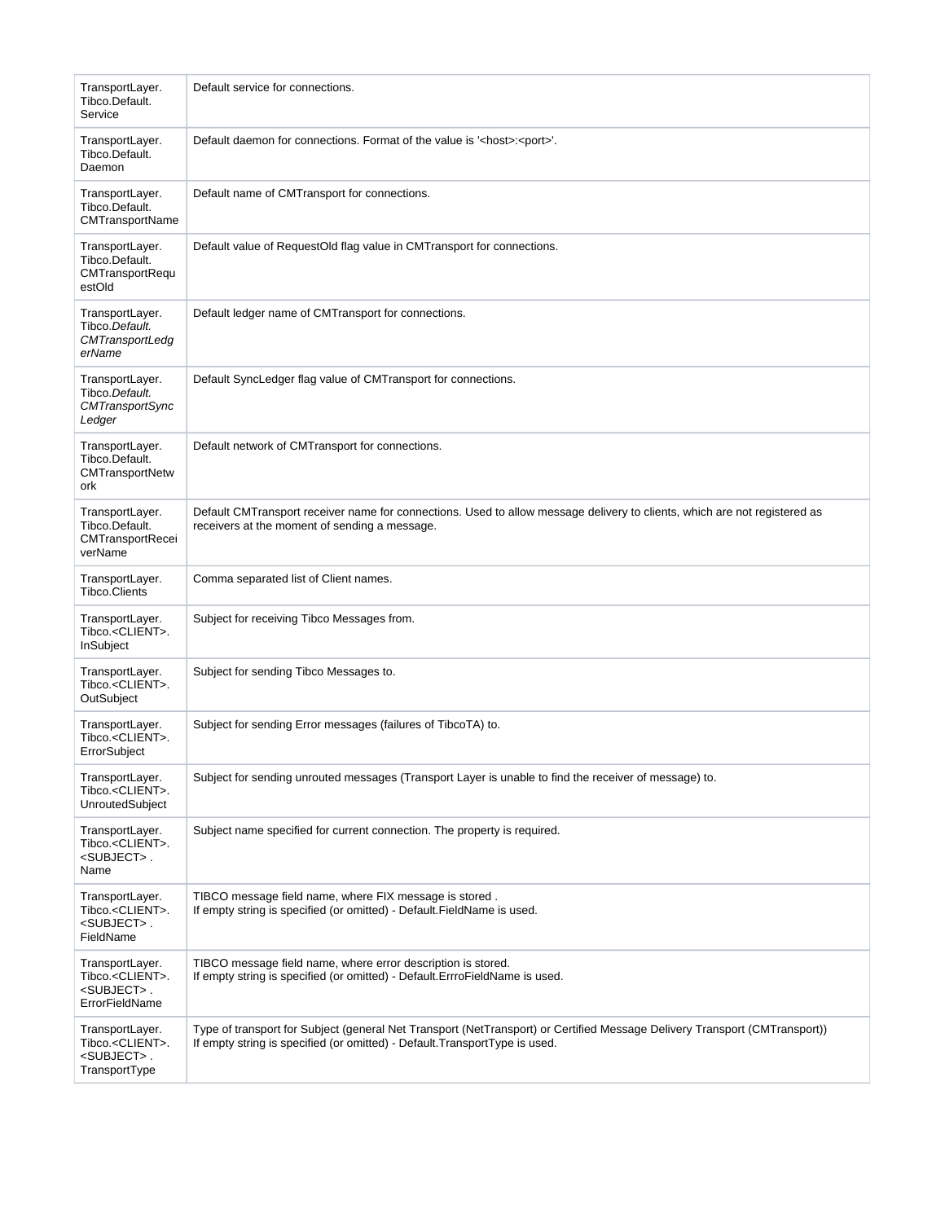| | |
|---|---|
| TransportLayer.Tibco.Default.Service | Default service for connections. |
| TransportLayer.Tibco.Default.Daemon | Default daemon for connections. Format of the value is '<host>:<port>'. |
| TransportLayer.Tibco.Default.CMTransportName | Default name of CMTransport for connections. |
| TransportLayer.Tibco.Default.CMTransportRequestOld | Default value of RequestOld flag value in CMTransport for connections. |
| TransportLayer.Tibco.*Default.CMTransportLedgerName* | Default ledger name of CMTransport for connections. |
| TransportLayer.Tibco.*Default.CMTransportSyncLedger* | Default SyncLedger flag value of CMTransport for connections. |
| TransportLayer.Tibco.Default.CMTransportNetwork | Default network of CMTransport for connections. |
| TransportLayer.Tibco.Default.CMTransportReceiverName | Default CMTransport receiver name for connections. Used to allow message delivery to clients, which are not registered as receivers at the moment of sending a message. |
| TransportLayer.Tibco.Clients | Comma separated list of Client names. |
| TransportLayer.Tibco.<CLIENT>.InSubject | Subject for receiving Tibco Messages from. |
| TransportLayer.Tibco.<CLIENT>.OutSubject | Subject for sending Tibco Messages to. |
| TransportLayer.Tibco.<CLIENT>.ErrorSubject | Subject for sending Error messages (failures of TibcoTA) to. |
| TransportLayer.Tibco.<CLIENT>.UnroutedSubject | Subject for sending unrouted messages (Transport Layer is unable to find the receiver of message) to. |
| TransportLayer.Tibco.<CLIENT>.<SUBJECT> . Name | Subject name specified for current connection. The property is required. |
| TransportLayer.Tibco.<CLIENT>.<SUBJECT> . FieldName | TIBCO message field name, where FIX message is stored .<br>If empty string is specified (or omitted) - Default.FieldName is used. |
| TransportLayer.Tibco.<CLIENT>.<SUBJECT> . ErrorFieldName | TIBCO message field name, where error description is stored.<br>If empty string is specified (or omitted) - Default.ErrroFieldName is used. |
| TransportLayer.Tibco.<CLIENT>.<SUBJECT> . TransportType | Type of transport for Subject (general Net Transport (NetTransport) or Certified Message Delivery Transport (CMTransport))<br>If empty string is specified (or omitted) - Default.TransportType is used. |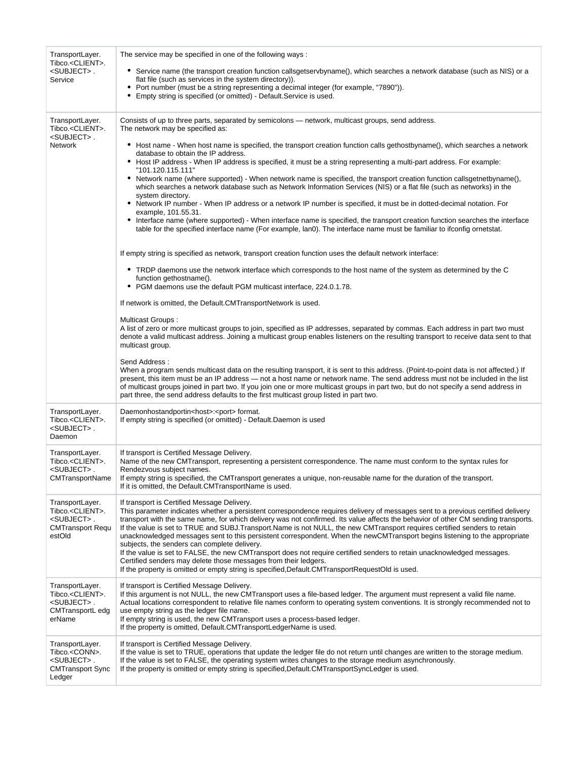| | |
|---|---|
| TransportLayer.<br>Tibco.<CLIENT>.<br><SUBJECT> .<br>Service | The service may be specified in one of the following ways :<br><br>• Service name (the transport creation function callsgetservbyname(), which searches a network database (such as NIS) or a flat file (such as services in the system directory)).<br>• Port number (must be a string representing a decimal integer (for example, "7890")).<br>• Empty string is specified (or omitted) - Default.Service is used. |
| TransportLayer.<br>Tibco.<CLIENT>.<br><SUBJECT> .<br>Network | Consists of up to three parts, separated by semicolons — network, multicast groups, send address.<br>The network may be specified as:<br><br>• Host name - When host name is specified, the transport creation function calls gethostbyname(), which searches a network database to obtain the IP address.<br>• Host IP address - When IP address is specified, it must be a string representing a multi-part address. For example: "101.120.115.111"<br>• Network name (where supported) - When network name is specified, the transport creation function callsgetnetbyname(), which searches a network database such as Network Information Services (NIS) or a flat file (such as networks) in the system directory.<br>• Network IP number - When IP address or a network IP number is specified, it must be in dotted-decimal notation. For example, 101.55.31.<br>• Interface name (where supported) - When interface name is specified, the transport creation function searches the interface table for the specified interface name (For example, lan0). The interface name must be familiar to ifconfig ornetstat.<br><br>If empty string is specified as network, transport creation function uses the default network interface:<br><br>• TRDP daemons use the network interface which corresponds to the host name of the system as determined by the C function gethostname().<br>• PGM daemons use the default PGM multicast interface, 224.0.1.78.<br><br>If network is omitted, the Default.CMTransportNetwork is used.<br><br>Multicast Groups :<br>A list of zero or more multicast groups to join, specified as IP addresses, separated by commas. Each address in part two must denote a valid multicast address. Joining a multicast group enables listeners on the resulting transport to receive data sent to that multicast group.<br><br>Send Address :<br>When a program sends multicast data on the resulting transport, it is sent to this address. (Point-to-point data is not affected.) If present, this item must be an IP address — not a host name or network name. The send address must not be included in the list of multicast groups joined in part two. If you join one or more multicast groups in part two, but do not specify a send address in part three, the send address defaults to the first multicast group listed in part two. |
| TransportLayer.<br>Tibco.<CLIENT>.<br><SUBJECT> .<br>Daemon | Daemonhostandportin<host>:<port> format.<br>If empty string is specified (or omitted) - Default.Daemon is used |
| TransportLayer.<br>Tibco.<CLIENT>.<br><SUBJECT> .<br>CMTransportName | If transport is Certified Message Delivery.<br>Name of the new CMTransport, representing a persistent correspondence. The name must conform to the syntax rules for Rendezvous subject names.<br>If empty string is specified, the CMTransport generates a unique, non-reusable name for the duration of the transport.<br>If it is omitted, the Default.CMTransportName is used. |
| TransportLayer.<br>Tibco.<CLIENT>.<br><SUBJECT> .<br>CMTransport RequestOld | If transport is Certified Message Delivery.<br>This parameter indicates whether a persistent correspondence requires delivery of messages sent to a previous certified delivery transport with the same name, for which delivery was not confirmed. Its value affects the behavior of other CM sending transports.<br>If the value is set to TRUE and SUBJ.Transport.Name is not NULL, the new CMTransport requires certified senders to retain unacknowledged messages sent to this persistent correspondent. When the newCMTransport begins listening to the appropriate subjects, the senders can complete delivery.<br>If the value is set to FALSE, the new CMTransport does not require certified senders to retain unacknowledged messages. Certified senders may delete those messages from their ledgers.<br>If the property is omitted or empty string is specified,Default.CMTransportRequestOld is used. |
| TransportLayer.<br>Tibco.<CLIENT>.<br><SUBJECT> .<br>CMTransportL edgerName | If transport is Certified Message Delivery.<br>If this argument is not NULL, the new CMTransport uses a file-based ledger. The argument must represent a valid file name. Actual locations correspondent to relative file names conform to operating system conventions. It is strongly recommended not to use empty string as the ledger file name.<br>If empty string is used, the new CMTransport uses a process-based ledger.<br>If the property is omitted, Default.CMTransportLedgerName is used. |
| TransportLayer.<br>Tibco.<CONN>.<br><SUBJECT> .<br>CMTransport SyncLedger | If transport is Certified Message Delivery.<br>If the value is set to TRUE, operations that update the ledger file do not return until changes are written to the storage medium.<br>If the value is set to FALSE, the operating system writes changes to the storage medium asynchronously.<br>If the property is omitted or empty string is specified,Default.CMTransportSyncLedger is used. |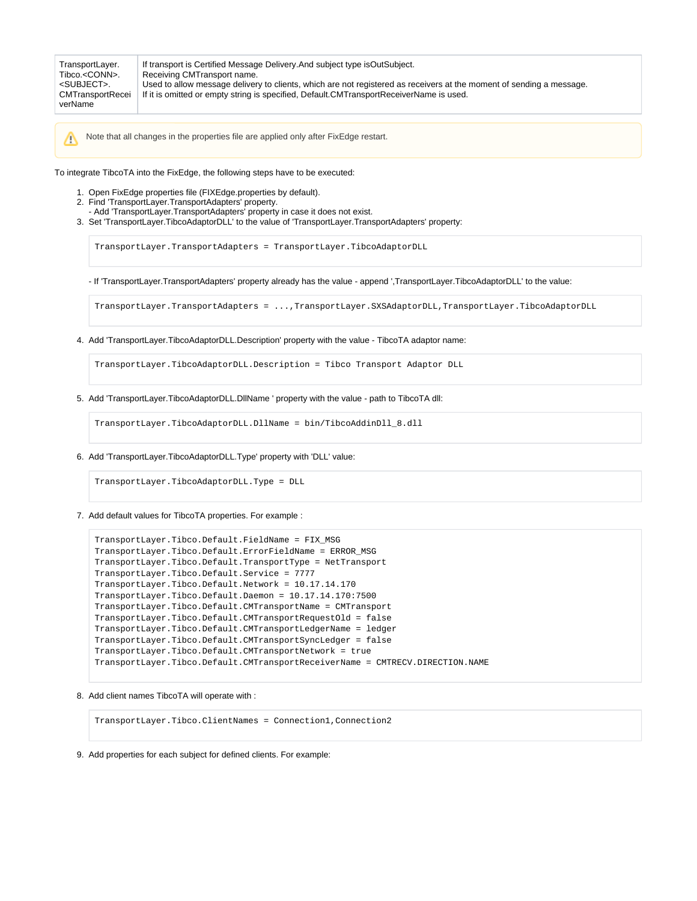| TransportLayer.Tibco.<CONN>.<SUBJECT>.CMTransportReceiverName | If transport is Certified Message Delivery.And subject type isOutSubject.<br>Receiving CMTransport name.<br>Used to allow message delivery to clients, which are not registered as receivers at the moment of sending a message.<br>If it is omitted or empty string is specified, Default.CMTransportReceiverName is used. |
|---|---|

> Note that all changes in the properties file are applied only after FixEdge restart.

To integrate TibcoTA into the FixEdge, the following steps have to be executed:

1. Open FixEdge properties file (FIXEdge.properties by default).
2. Find 'TransportLayer.TransportAdapters' property.
   - Add 'TransportLayer.TransportAdapters' property in case it does not exist.
3. Set 'TransportLayer.TibcoAdaptorDLL' to the value of 'TransportLayer.TransportAdapters' property:

   ```
   TransportLayer.TransportAdapters = TransportLayer.TibcoAdaptorDLL
   ```

   - If 'TransportLayer.TransportAdapters' property already has the value - append ',TransportLayer.TibcoAdaptorDLL' to the value:

   ```
   TransportLayer.TransportAdapters = ...,TransportLayer.SXSAdaptorDLL,TransportLayer.TibcoAdaptorDLL
   ```

4. Add 'TransportLayer.TibcoAdaptorDLL.Description' property with the value - TibcoTA adaptor name:

   ```
   TransportLayer.TibcoAdaptorDLL.Description = Tibco Transport Adaptor DLL
   ```

5. Add 'TransportLayer.TibcoAdaptorDLL.DllName ' property with the value - path to TibcoTA dll:

   ```
   TransportLayer.TibcoAdaptorDLL.DllName = bin/TibcoAddinDll_8.dll
   ```

6. Add 'TransportLayer.TibcoAdaptorDLL.Type' property with 'DLL' value:

   ```
   TransportLayer.TibcoAdaptorDLL.Type = DLL
   ```

7. Add default values for TibcoTA properties. For example :

   ```
   TransportLayer.Tibco.Default.FieldName = FIX_MSG
   TransportLayer.Tibco.Default.ErrorFieldName = ERROR_MSG
   TransportLayer.Tibco.Default.TransportType = NetTransport
   TransportLayer.Tibco.Default.Service = 7777
   TransportLayer.Tibco.Default.Network = 10.17.14.170
   TransportLayer.Tibco.Default.Daemon = 10.17.14.170:7500
   TransportLayer.Tibco.Default.CMTransportName = CMTransport
   TransportLayer.Tibco.Default.CMTransportRequestOld = false
   TransportLayer.Tibco.Default.CMTransportLedgerName = ledger
   TransportLayer.Tibco.Default.CMTransportSyncLedger = false
   TransportLayer.Tibco.Default.CMTransportNetwork = true
   TransportLayer.Tibco.Default.CMTransportReceiverName = CMTRECV.DIRECTION.NAME
   ```

8. Add client names TibcoTA will operate with :

   ```
   TransportLayer.Tibco.ClientNames = Connection1,Connection2
   ```

9. Add properties for each subject for defined clients. For example: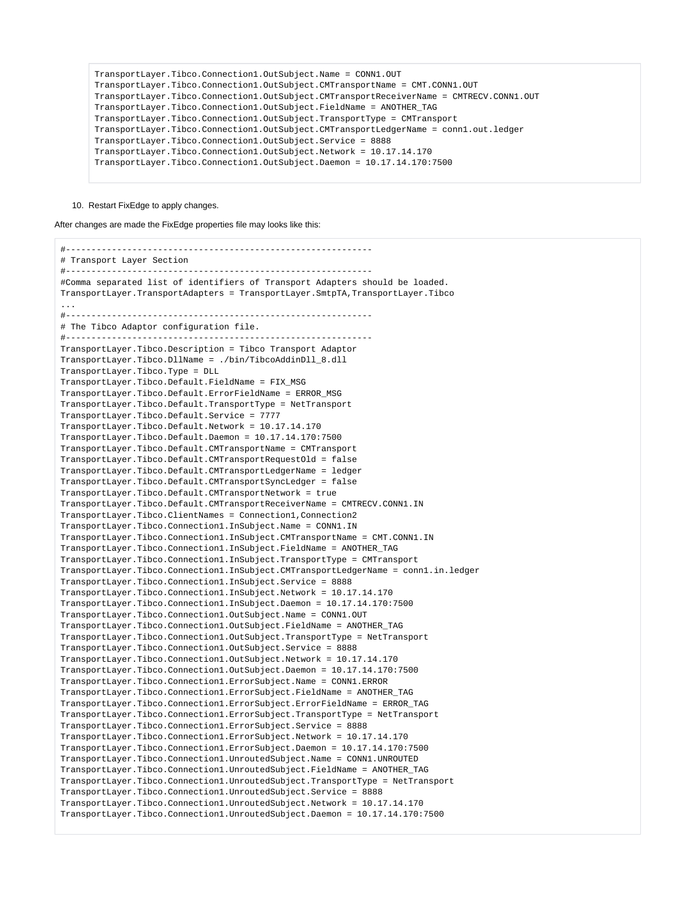```
TransportLayer.Tibco.Connection1.OutSubject.Name = CONN1.OUT
TransportLayer.Tibco.Connection1.OutSubject.CMTransportName = CMT.CONN1.OUT
TransportLayer.Tibco.Connection1.OutSubject.CMTransportReceiverName = CMTRECV.CONN1.OUT
TransportLayer.Tibco.Connection1.OutSubject.FieldName = ANOTHER_TAG
TransportLayer.Tibco.Connection1.OutSubject.TransportType = CMTransport
TransportLayer.Tibco.Connection1.OutSubject.CMTransportLedgerName = conn1.out.ledger
TransportLayer.Tibco.Connection1.OutSubject.Service = 8888
TransportLayer.Tibco.Connection1.OutSubject.Network = 10.17.14.170
TransportLayer.Tibco.Connection1.OutSubject.Daemon = 10.17.14.170:7500
```

10. Restart FixEdge to apply changes.

After changes are made the FixEdge properties file may looks like this:

```
#-----------------------------------------------------------
# Transport Layer Section
#-----------------------------------------------------------
#Comma separated list of identifiers of Transport Adapters should be loaded.
TransportLayer.TransportAdapters = TransportLayer.SmtpTA,TransportLayer.Tibco
...
#-----------------------------------------------------------
# The Tibco Adaptor configuration file.
#-----------------------------------------------------------
TransportLayer.Tibco.Description = Tibco Transport Adaptor
TransportLayer.Tibco.DllName = ./bin/TibcoAddinDll_8.dll
TransportLayer.Tibco.Type = DLL
TransportLayer.Tibco.Default.FieldName = FIX_MSG
TransportLayer.Tibco.Default.ErrorFieldName = ERROR_MSG
TransportLayer.Tibco.Default.TransportType = NetTransport
TransportLayer.Tibco.Default.Service = 7777
TransportLayer.Tibco.Default.Network = 10.17.14.170
TransportLayer.Tibco.Default.Daemon = 10.17.14.170:7500
TransportLayer.Tibco.Default.CMTransportName = CMTransport
TransportLayer.Tibco.Default.CMTransportRequestOld = false
TransportLayer.Tibco.Default.CMTransportLedgerName = ledger
TransportLayer.Tibco.Default.CMTransportSyncLedger = false
TransportLayer.Tibco.Default.CMTransportNetwork = true
TransportLayer.Tibco.Default.CMTransportReceiverName = CMTRECV.CONN1.IN
TransportLayer.Tibco.ClientNames = Connection1,Connection2
TransportLayer.Tibco.Connection1.InSubject.Name = CONN1.IN
TransportLayer.Tibco.Connection1.InSubject.CMTransportName = CMT.CONN1.IN
TransportLayer.Tibco.Connection1.InSubject.FieldName = ANOTHER_TAG
TransportLayer.Tibco.Connection1.InSubject.TransportType = CMTransport
TransportLayer.Tibco.Connection1.InSubject.CMTransportLedgerName = conn1.in.ledger
TransportLayer.Tibco.Connection1.InSubject.Service = 8888
TransportLayer.Tibco.Connection1.InSubject.Network = 10.17.14.170
TransportLayer.Tibco.Connection1.InSubject.Daemon = 10.17.14.170:7500
TransportLayer.Tibco.Connection1.OutSubject.Name = CONN1.OUT
TransportLayer.Tibco.Connection1.OutSubject.FieldName = ANOTHER_TAG
TransportLayer.Tibco.Connection1.OutSubject.TransportType = NetTransport
TransportLayer.Tibco.Connection1.OutSubject.Service = 8888
TransportLayer.Tibco.Connection1.OutSubject.Network = 10.17.14.170
TransportLayer.Tibco.Connection1.OutSubject.Daemon = 10.17.14.170:7500
TransportLayer.Tibco.Connection1.ErrorSubject.Name = CONN1.ERROR
TransportLayer.Tibco.Connection1.ErrorSubject.FieldName = ANOTHER_TAG
TransportLayer.Tibco.Connection1.ErrorSubject.ErrorFieldName = ERROR_TAG
TransportLayer.Tibco.Connection1.ErrorSubject.TransportType = NetTransport
TransportLayer.Tibco.Connection1.ErrorSubject.Service = 8888
TransportLayer.Tibco.Connection1.ErrorSubject.Network = 10.17.14.170
TransportLayer.Tibco.Connection1.ErrorSubject.Daemon = 10.17.14.170:7500
TransportLayer.Tibco.Connection1.UnroutedSubject.Name = CONN1.UNROUTED
TransportLayer.Tibco.Connection1.UnroutedSubject.FieldName = ANOTHER_TAG
TransportLayer.Tibco.Connection1.UnroutedSubject.TransportType = NetTransport
TransportLayer.Tibco.Connection1.UnroutedSubject.Service = 8888
TransportLayer.Tibco.Connection1.UnroutedSubject.Network = 10.17.14.170
TransportLayer.Tibco.Connection1.UnroutedSubject.Daemon = 10.17.14.170:7500
```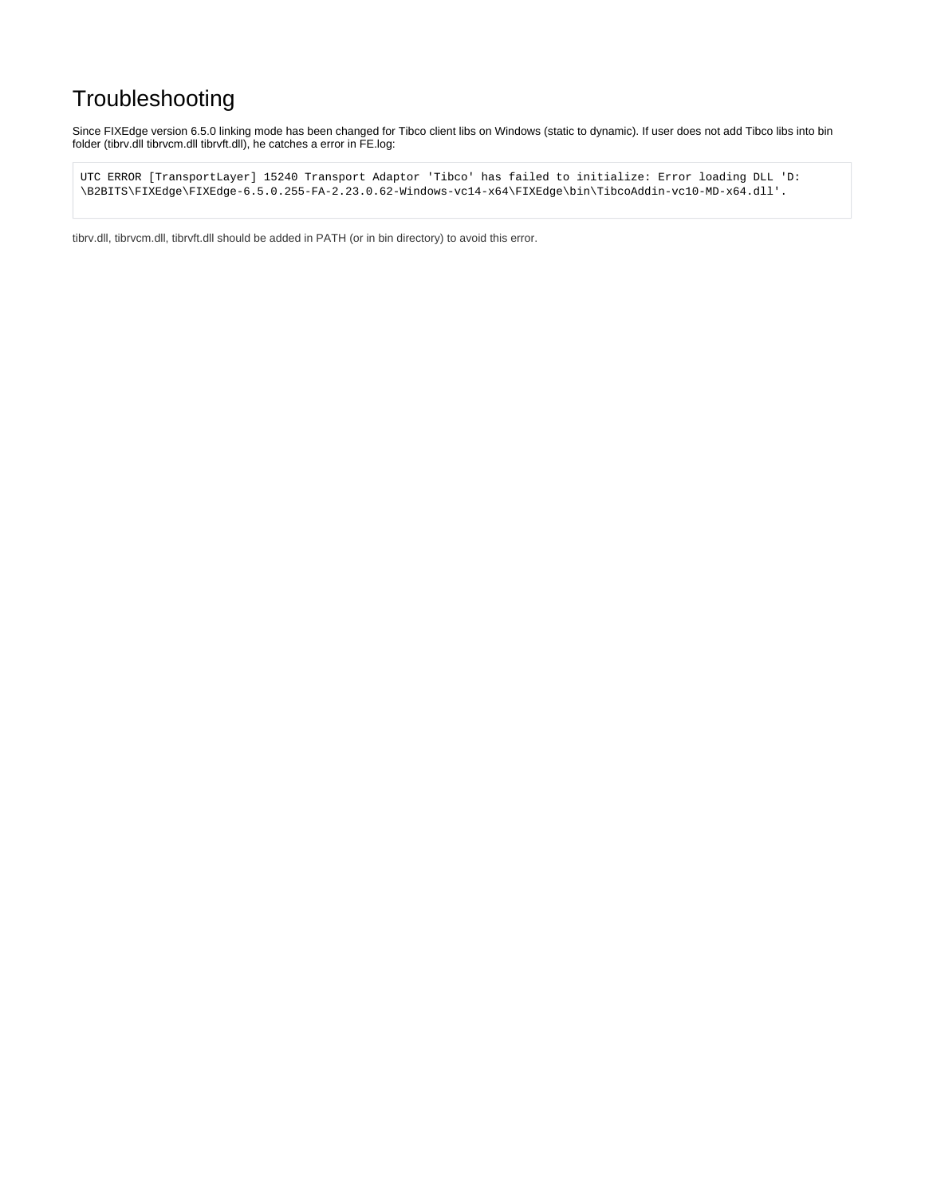# Troubleshooting

Since FIXEdge version 6.5.0 linking mode has been changed for Tibco client libs on Windows (static to dynamic). If user does not add Tibco libs into bin folder (tibrv.dll tibrvcm.dll tibrvft.dll), he catches a error in FE.log:

```
UTC ERROR [TransportLayer] 15240 Transport Adaptor 'Tibco' has failed to initialize: Error loading DLL 'D:
\B2BITS\FIXEdge\FIXEdge-6.5.0.255-FA-2.23.0.62-Windows-vc14-x64\FIXEdge\bin\TibcoAddin-vc10-MD-x64.dll'.
```

tibrv.dll, tibrvcm.dll, tibrvft.dll should be added in PATH (or in bin directory) to avoid this error.